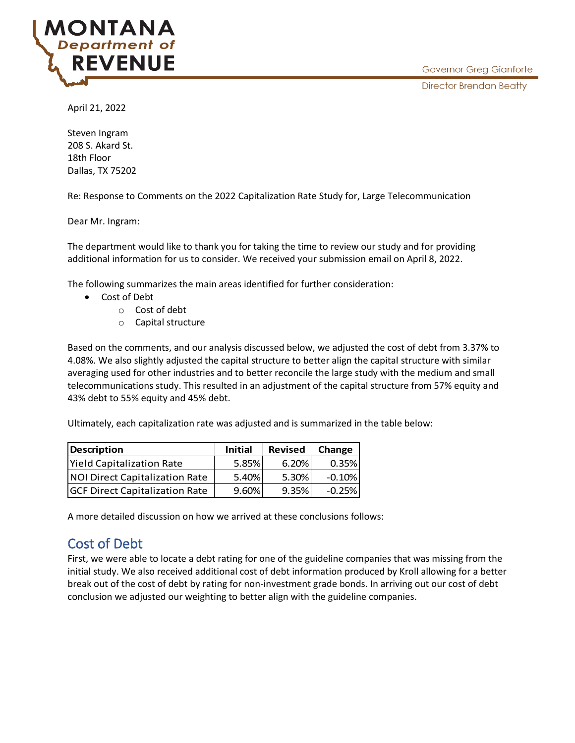MONTANA Department of REVENUE

Governor Greg Gianforte

Director Brendan Beatty

April 21, 2022

Steven Ingram
208 S. Akard St.
18th Floor
Dallas, TX 75202

Re: Response to Comments on the 2022 Capitalization Rate Study for, Large Telecommunication

Dear Mr. Ingram:

The department would like to thank you for taking the time to review our study and for providing additional information for us to consider. We received your submission email on April 8, 2022.

The following summarizes the main areas identified for further consideration:

- Cost of Debt
  - Cost of debt
  - Capital structure

Based on the comments, and our analysis discussed below, we adjusted the cost of debt from 3.37% to 4.08%. We also slightly adjusted the capital structure to better align the capital structure with similar averaging used for other industries and to better reconcile the large study with the medium and small telecommunications study. This resulted in an adjustment of the capital structure from 57% equity and 43% debt to 55% equity and 45% debt.

Ultimately, each capitalization rate was adjusted and is summarized in the table below:

| Description | Initial | Revised | Change |
|---|---|---|---|
| Yield Capitalization Rate | 5.85% | 6.20% | 0.35% |
| NOI Direct Capitalization Rate | 5.40% | 5.30% | -0.10% |
| GCF Direct Capitalization Rate | 9.60% | 9.35% | -0.25% |

A more detailed discussion on how we arrived at these conclusions follows:

## Cost of Debt

First, we were able to locate a debt rating for one of the guideline companies that was missing from the initial study. We also received additional cost of debt information produced by Kroll allowing for a better break out of the cost of debt by rating for non-investment grade bonds. In arriving out our cost of debt conclusion we adjusted our weighting to better align with the guideline companies.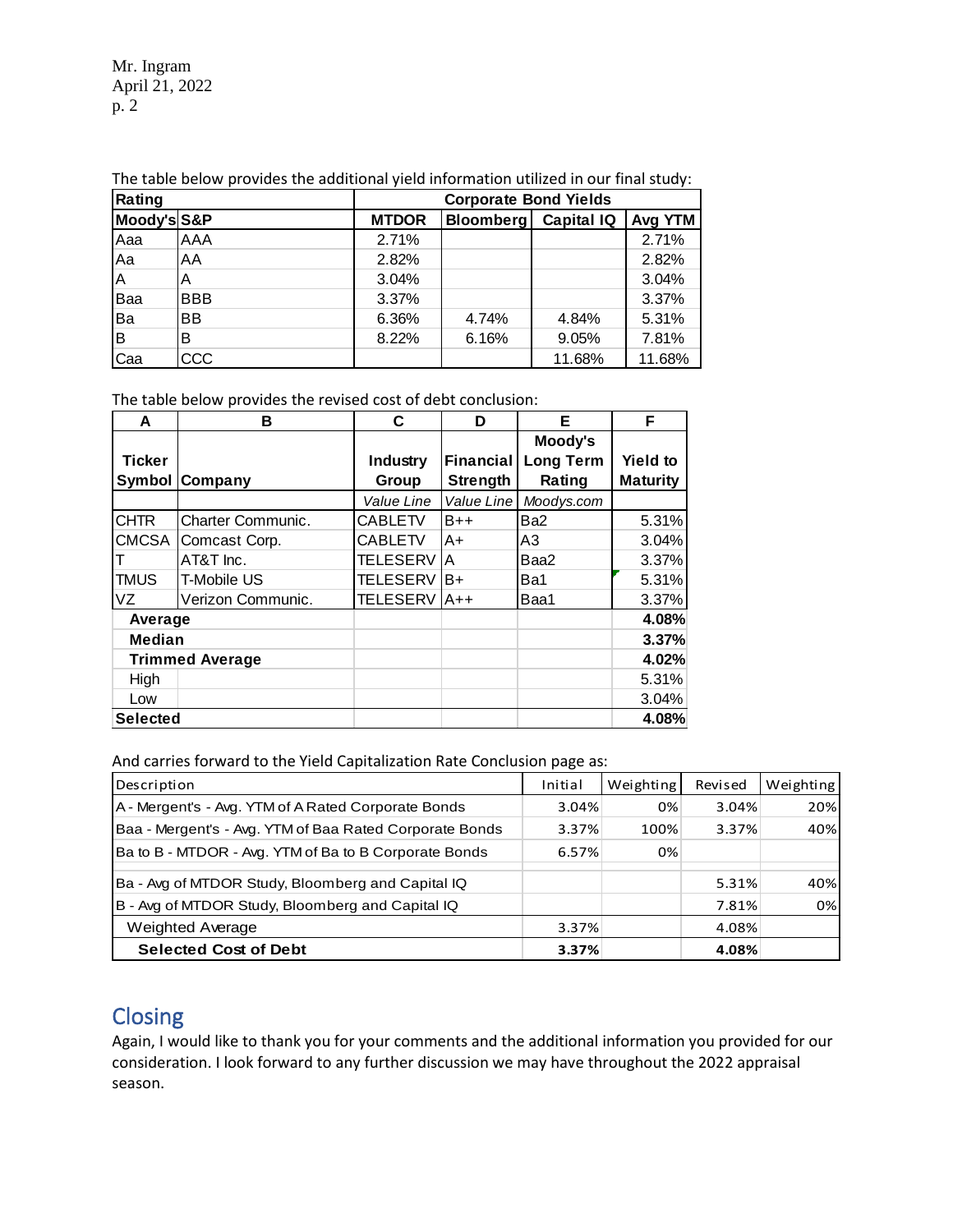The table below provides the additional yield information utilized in our final study:

| Rating | | Corporate Bond Yields | | | |
|---|---|---|---|---|---|
| Moody's | S&P | MTDOR | Bloomberg | Capital IQ | Avg YTM |
| Aaa | AAA | 2.71% | | | 2.71% |
| Aa | AA | 2.82% | | | 2.82% |
| A | A | 3.04% | | | 3.04% |
| Baa | BBB | 3.37% | | | 3.37% |
| Ba | BB | 6.36% | 4.74% | 4.84% | 5.31% |
| B | B | 8.22% | 6.16% | 9.05% | 7.81% |
| Caa | CCC | | | 11.68% | 11.68% |

The table below provides the revised cost of debt conclusion:

| A | B | C | D | E | F |
|---|---|---|---|---|---|
| Ticker Symbol | Company | Industry Group | Financial Strength | Moody's Long Term Rating | Yield to Maturity |
| | | *Value Line* | *Value Line* | *Moodys.com* | |
| CHTR | Charter Communic. | CABLETV | B++ | Ba2 | 5.31% |
| CMCSA | Comcast Corp. | CABLETV | A+ | A3 | 3.04% |
| T | AT&T Inc. | TELESERV | A | Baa2 | 3.37% |
| TMUS | T-Mobile US | TELESERV | B+ | Ba1 | 5.31% |
| VZ | Verizon Communic. | TELESERV | A++ | Baa1 | 3.37% |
| **Average** | | | | | **4.08%** |
| **Median** | | | | | **3.37%** |
| **Trimmed Average** | | | | | **4.02%** |
| High | | | | | 5.31% |
| Low | | | | | 3.04% |
| **Selected** | | | | | **4.08%** |

And carries forward to the Yield Capitalization Rate Conclusion page as:

| Description | Initial | Weighting | Revised | Weighting |
|---|---|---|---|---|
| A - Mergent's - Avg. YTM of A Rated Corporate Bonds | 3.04% | 0% | 3.04% | 20% |
| Baa - Mergent's - Avg. YTM of Baa Rated Corporate Bonds | 3.37% | 100% | 3.37% | 40% |
| Ba to B - MTDOR - Avg. YTM of Ba to B Corporate Bonds | 6.57% | 0% | | |
| Ba - Avg of MTDOR Study, Bloomberg and Capital IQ | | | 5.31% | 40% |
| B - Avg of MTDOR Study, Bloomberg and Capital IQ | | | 7.81% | 0% |
| Weighted Average | 3.37% | | 4.08% | |
| **Selected Cost of Debt** | **3.37%** | | **4.08%** | |

## Closing

Again, I would like to thank you for your comments and the additional information you provided for our consideration. I look forward to any further discussion we may have throughout the 2022 appraisal season.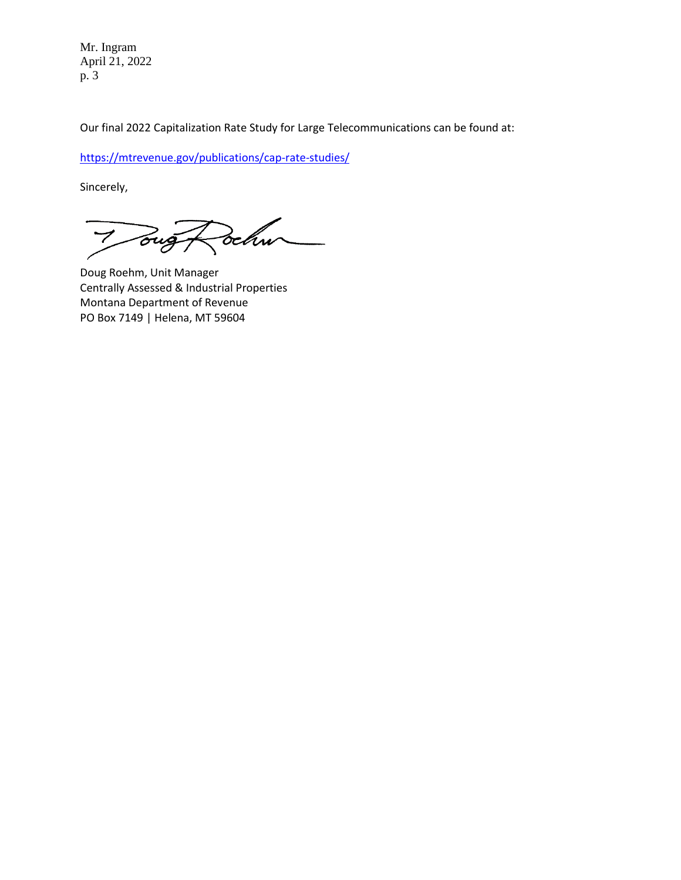Our final 2022 Capitalization Rate Study for Large Telecommunications can be found at:

https://mtrevenue.gov/publications/cap-rate-studies/

Sincerely,

Doug Roehm, Unit Manager
Centrally Assessed & Industrial Properties
Montana Department of Revenue
PO Box 7149 | Helena, MT 59604